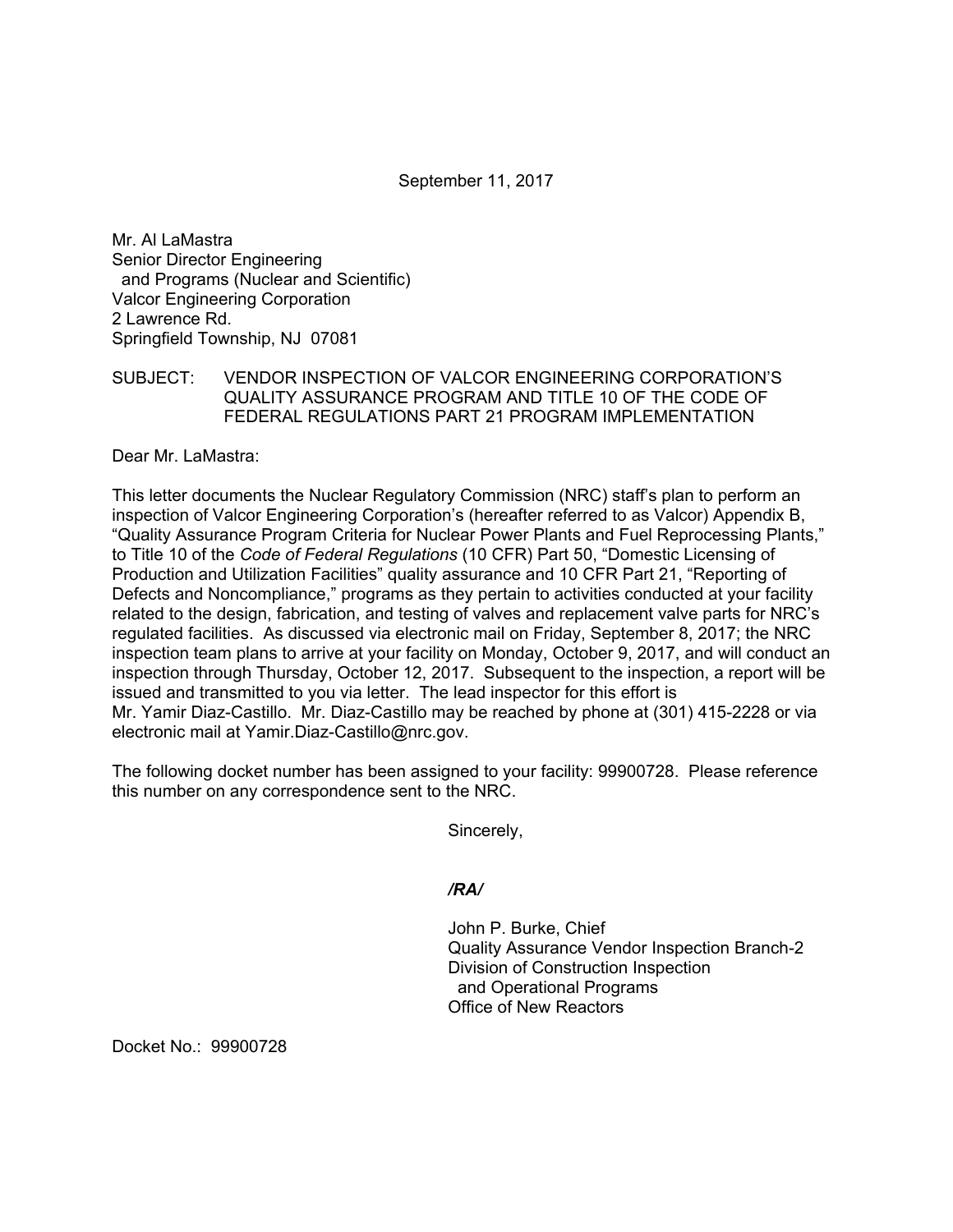September 11, 2017

Mr. Al LaMastra
Senior Director Engineering
and Programs (Nuclear and Scientific)
Valcor Engineering Corporation
2 Lawrence Rd.
Springfield Township, NJ 07081

SUBJECT: VENDOR INSPECTION OF VALCOR ENGINEERING CORPORATION'S QUALITY ASSURANCE PROGRAM AND TITLE 10 OF THE CODE OF FEDERAL REGULATIONS PART 21 PROGRAM IMPLEMENTATION

Dear Mr. LaMastra:

This letter documents the Nuclear Regulatory Commission (NRC) staff's plan to perform an inspection of Valcor Engineering Corporation's (hereafter referred to as Valcor) Appendix B, "Quality Assurance Program Criteria for Nuclear Power Plants and Fuel Reprocessing Plants," to Title 10 of the *Code of Federal Regulations* (10 CFR) Part 50, "Domestic Licensing of Production and Utilization Facilities" quality assurance and 10 CFR Part 21, "Reporting of Defects and Noncompliance," programs as they pertain to activities conducted at your facility related to the design, fabrication, and testing of valves and replacement valve parts for NRC's regulated facilities. As discussed via electronic mail on Friday, September 8, 2017; the NRC inspection team plans to arrive at your facility on Monday, October 9, 2017, and will conduct an inspection through Thursday, October 12, 2017. Subsequent to the inspection, a report will be issued and transmitted to you via letter. The lead inspector for this effort is Mr. Yamir Diaz-Castillo. Mr. Diaz-Castillo may be reached by phone at (301) 415-2228 or via electronic mail at Yamir.Diaz-Castillo@nrc.gov.

The following docket number has been assigned to your facility: 99900728. Please reference this number on any correspondence sent to the NRC.

Sincerely,

*/RA/*

John P. Burke, Chief
Quality Assurance Vendor Inspection Branch-2
Division of Construction Inspection
and Operational Programs
Office of New Reactors

Docket No.: 99900728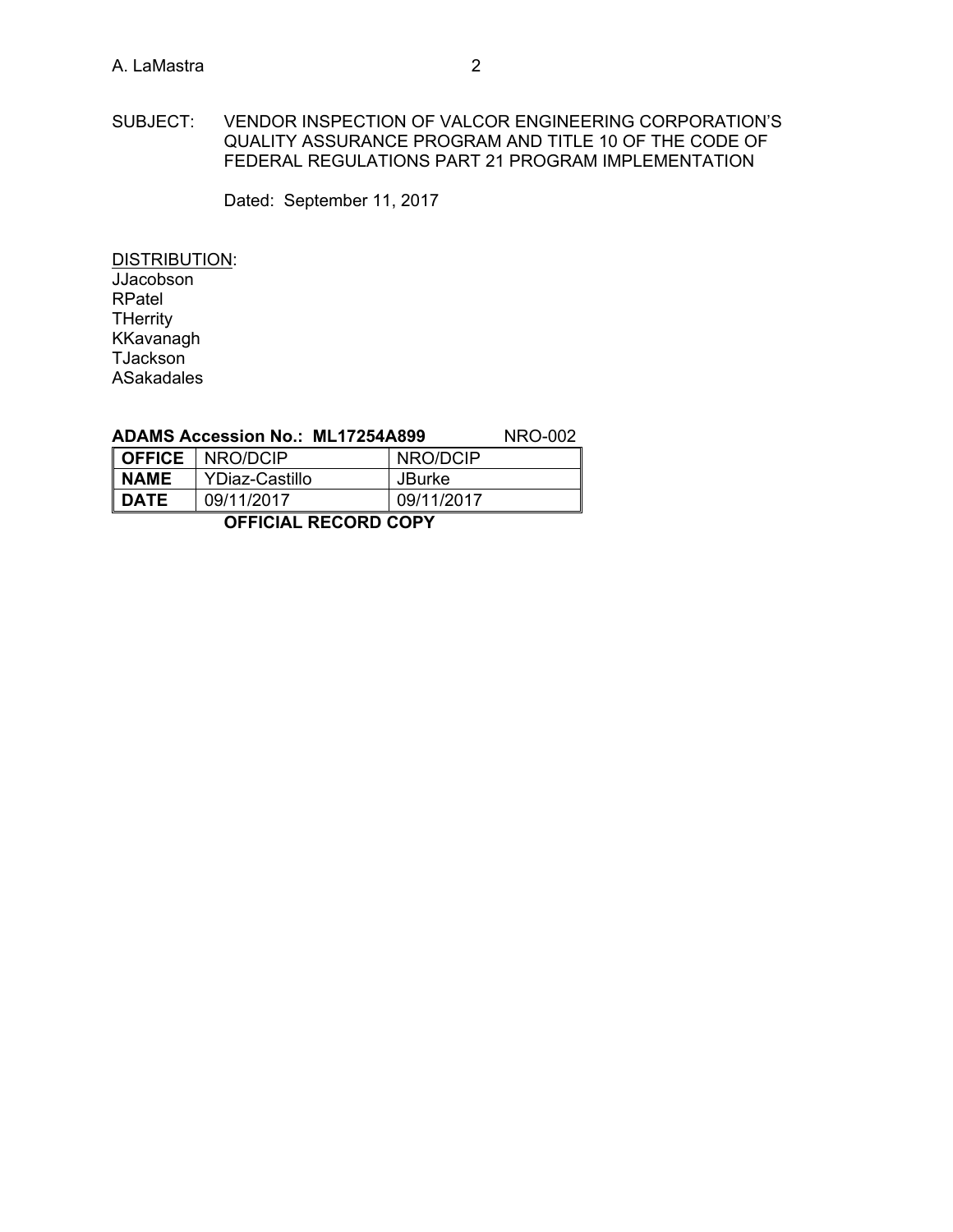SUBJECT: VENDOR INSPECTION OF VALCOR ENGINEERING CORPORATION'S QUALITY ASSURANCE PROGRAM AND TITLE 10 OF THE CODE OF FEDERAL REGULATIONS PART 21 PROGRAM IMPLEMENTATION

Dated: September 11, 2017

DISTRIBUTION:
JJacobson
RPatel
THerrity
KKavanagh
TJackson
ASakadales

**ADAMS Accession No.: ML17254A899** NRO-002

| | | |
|---|---|---|
| **OFFICE** | NRO/DCIP | NRO/DCIP |
| **NAME** | YDiaz-Castillo | JBurke |
| **DATE** | 09/11/2017 | 09/11/2017 |

**OFFICIAL RECORD COPY**